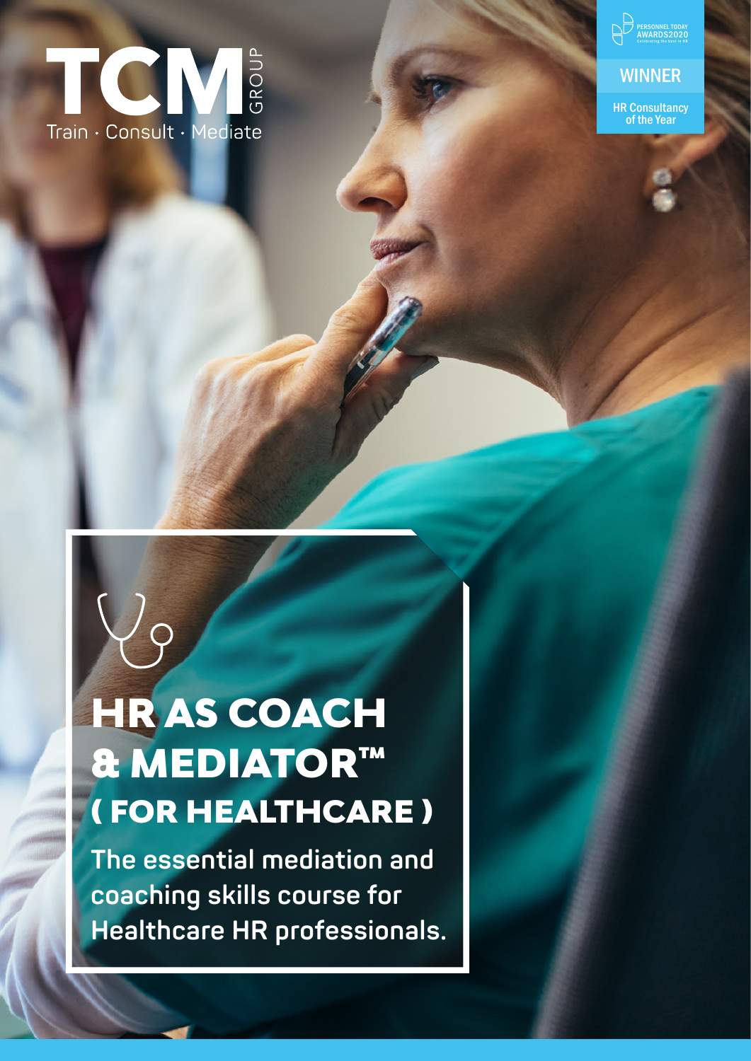TCM GROUP

Train · Consult · Mediate

PERSONNEL TODAY AWARDS2020

Celebrating the best in HR

WINNER

HR Consultancy of the Year

# HR AS COACH & MEDIATOR™ ( FOR HEALTHCARE )

**The essential mediation and coaching skills course for Healthcare HR professionals.**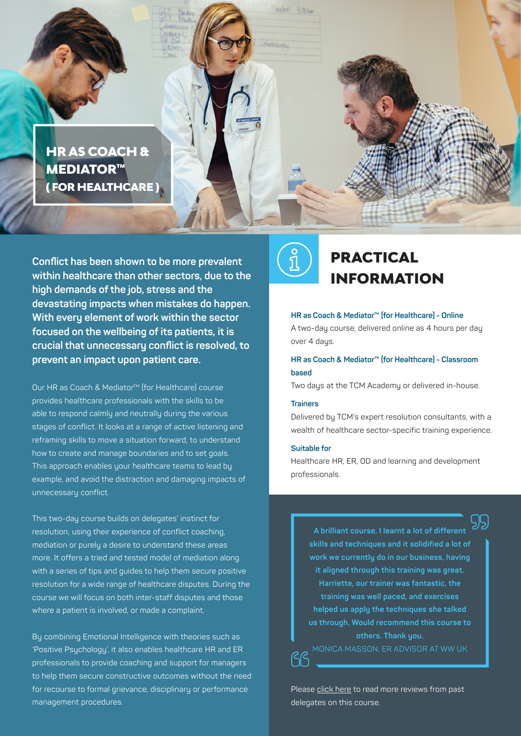# HR AS COACH & MEDIATOR™ ( FOR HEALTHCARE )

**Conflict has been shown to be more prevalent within healthcare than other sectors, due to the high demands of the job, stress and the devastating impacts when mistakes do happen. With every element of work within the sector focused on the wellbeing of its patients, it is crucial that unnecessary conflict is resolved, to prevent an impact upon patient care.**

Our HR as Coach & Mediator™ (for Healthcare) course provides healthcare professionals with the skills to be able to respond calmly and neutrally during the various stages of conflict. It looks at a range of active listening and reframing skills to move a situation forward, to understand how to create and manage boundaries and to set goals. This approach enables your healthcare teams to lead by example, and avoid the distraction and damaging impacts of unnecessary conflict.

This two-day course builds on delegates' instinct for resolution; using their experience of conflict coaching, mediation or purely a desire to understand these areas more. It offers a tried and tested model of mediation along with a series of tips and guides to help them secure positive resolution for a wide range of healthcare disputes. During the course we will focus on both inter-staff disputes and those where a patient is involved, or made a complaint.

By combining Emotional Intelligence with theories such as 'Positive Psychology', it also enables healthcare HR and ER professionals to provide coaching and support for managers to help them secure constructive outcomes without the need for recourse to formal grievance, disciplinary or performance management procedures.

## PRACTICAL INFORMATION

**HR as Coach & Mediator™ (for Healthcare) - Online**

A two-day course, delivered online as 4 hours per day over 4 days.

**HR as Coach & Mediator™ (for Healthcare) - Classroom based**

Two days at the TCM Academy or delivered in-house.

**Trainers**

Delivered by TCM's expert resolution consultants, with a wealth of healthcare sector-specific training experience.

**Suitable for**

Healthcare HR, ER, OD and learning and development professionals.

> **A brilliant course, I learnt a lot of different skills and techniques and it solidified a lot of work we currently do in our business, having it aligned through this training was great. Harriette, our trainer was fantastic, the training was well paced, and exercises helped us apply the techniques she talked us through. Would recommend this course to others. Thank you.**
>
> MONICA MASSON, ER ADVISOR AT WW UK

Please click here to read more reviews from past delegates on this course.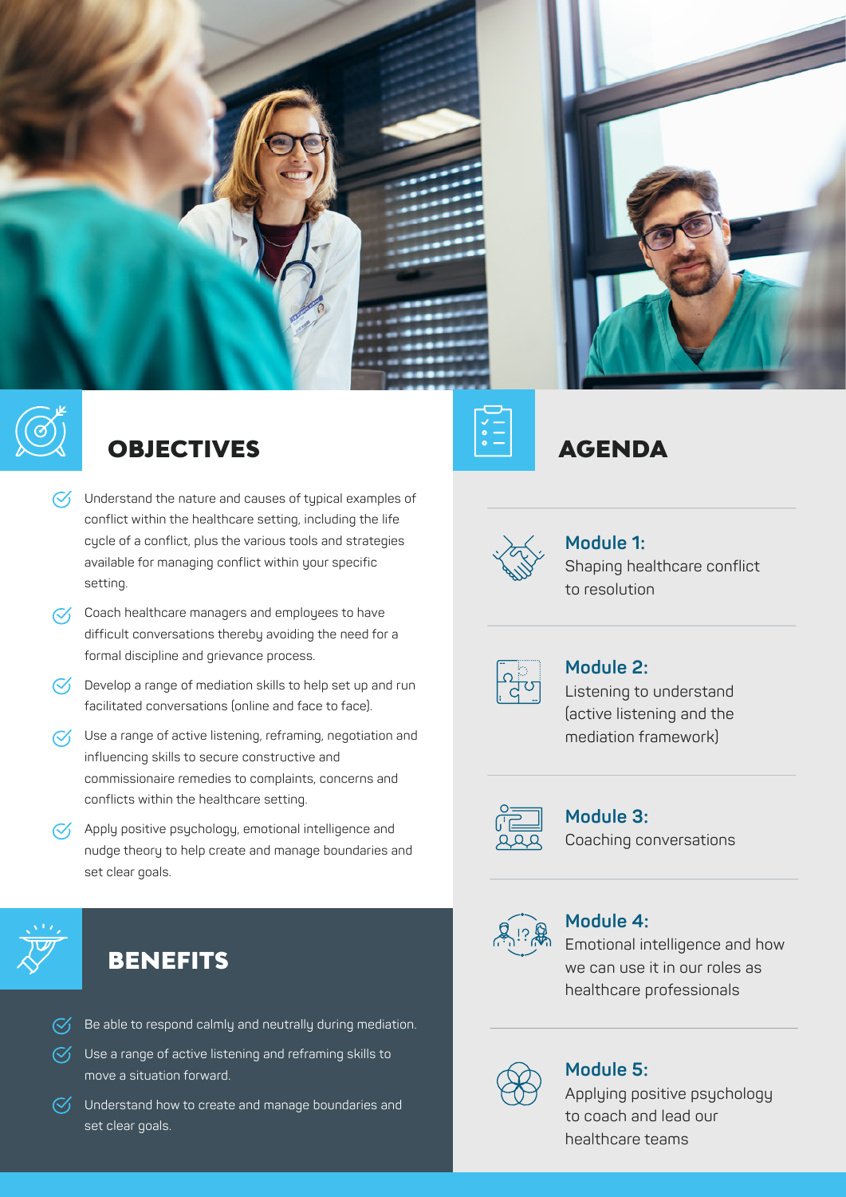## OBJECTIVES

- Understand the nature and causes of typical examples of conflict within the healthcare setting, including the life cycle of a conflict, plus the various tools and strategies available for managing conflict within your specific setting.
- Coach healthcare managers and employees to have difficult conversations thereby avoiding the need for a formal discipline and grievance process.
- Develop a range of mediation skills to help set up and run facilitated conversations (online and face to face).
- Use a range of active listening, reframing, negotiation and influencing skills to secure constructive and commissionaire remedies to complaints, concerns and conflicts within the healthcare setting.
- Apply positive psychology, emotional intelligence and nudge theory to help create and manage boundaries and set clear goals.

## BENEFITS

- Be able to respond calmly and neutrally during mediation.
- Use a range of active listening and reframing skills to move a situation forward.
- Understand how to create and manage boundaries and set clear goals.

## AGENDA

**Module 1:**
Shaping healthcare conflict to resolution

**Module 2:**
Listening to understand (active listening and the mediation framework)

**Module 3:**
Coaching conversations

**Module 4:**
Emotional intelligence and how we can use it in our roles as healthcare professionals

**Module 5:**
Applying positive psychology to coach and lead our healthcare teams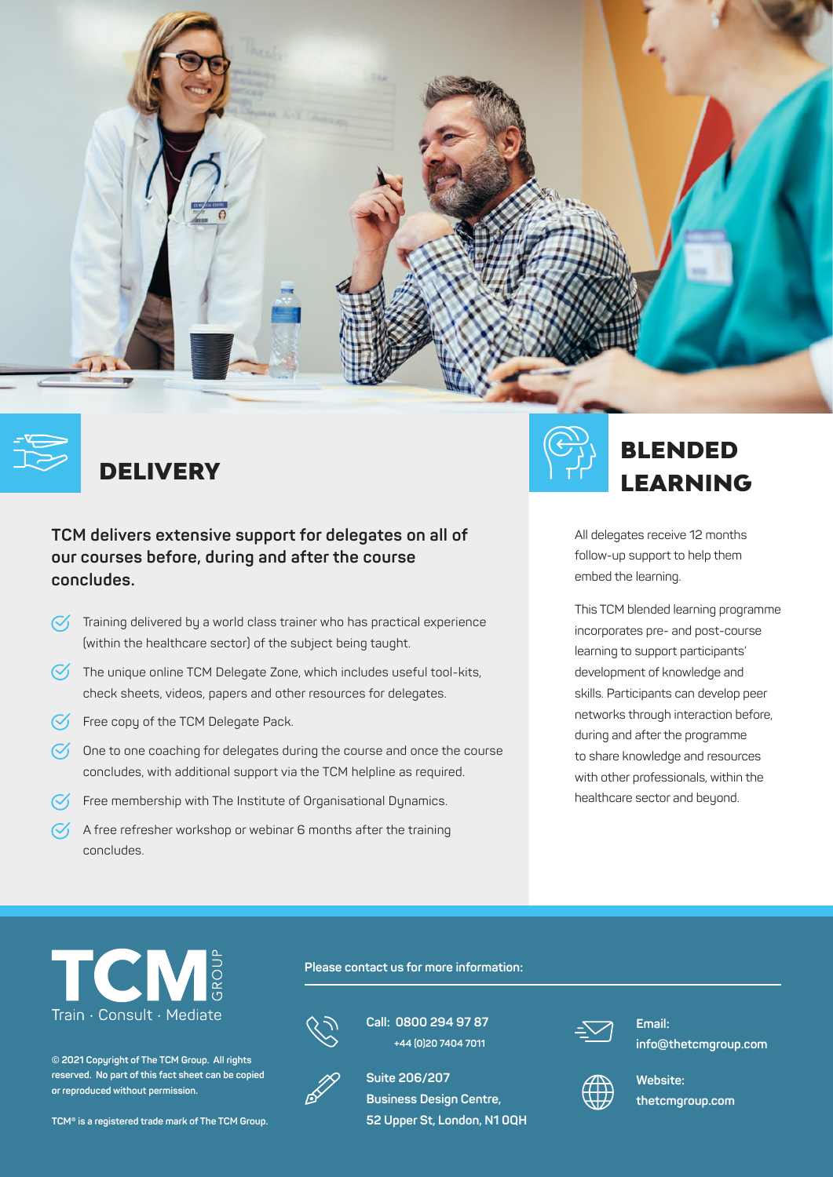## DELIVERY

**TCM delivers extensive support for delegates on all of our courses before, during and after the course concludes.**

- Training delivered by a world class trainer who has practical experience (within the healthcare sector) of the subject being taught.
- The unique online TCM Delegate Zone, which includes useful tool-kits, check sheets, videos, papers and other resources for delegates.
- Free copy of the TCM Delegate Pack.
- One to one coaching for delegates during the course and once the course concludes, with additional support via the TCM helpline as required.
- Free membership with The Institute of Organisational Dynamics.
- A free refresher workshop or webinar 6 months after the training concludes.

## BLENDED LEARNING

All delegates receive 12 months follow-up support to help them embed the learning.

This TCM blended learning programme incorporates pre- and post-course learning to support participants' development of knowledge and skills. Participants can develop peer networks through interaction before, during and after the programme to share knowledge and resources with other professionals, within the healthcare sector and beyond.

TCM GROUP
Train · Consult · Mediate

**© 2021 Copyright of The TCM Group. All rights reserved. No part of this fact sheet can be copied or reproduced without permission.**

**TCM® is a registered trade mark of The TCM Group.**

**Please contact us for more information:**

**Call: 0800 294 97 87**
**+44 (0)20 7404 7011**

**Suite 206/207**
**Business Design Centre,**
**52 Upper St, London, N1 0QH**

**Email:**
**info@thetcmgroup.com**

**Website:**
**thetcmgroup.com**